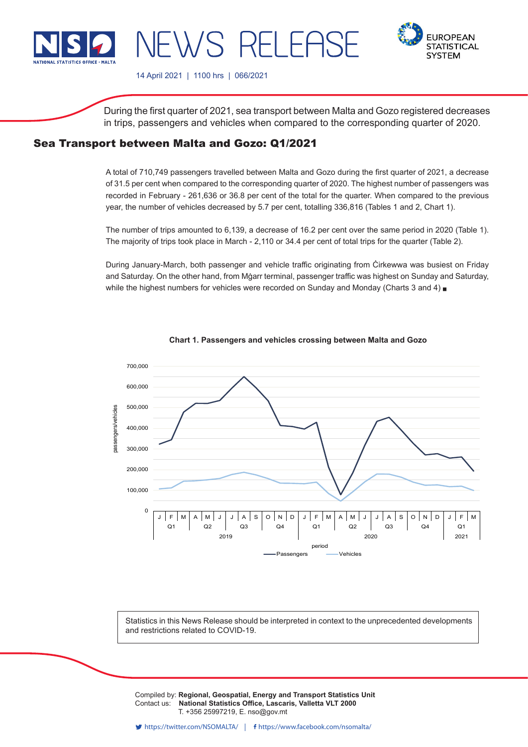# NEWS RELEASE

14 April 2021 | 1100 hrs | 066/2021

During the first quarter of 2021, sea transport between Malta and Gozo registered decreases in trips, passengers and vehicles when compared to the corresponding quarter of 2020.

## Sea Transport between Malta and Gozo: Q1/2021

A total of 710,749 passengers travelled between Malta and Gozo during the first quarter of 2021, a decrease of 31.5 per cent when compared to the corresponding quarter of 2020. The highest number of passengers was recorded in February - 261,636 or 36.8 per cent of the total for the quarter. When compared to the previous year, the number of vehicles decreased by 5.7 per cent, totalling 336,816 (Tables 1 and 2, Chart 1).

The number of trips amounted to 6,139, a decrease of 16.2 per cent over the same period in 2020 (Table 1). The majority of trips took place in March - 2,110 or 34.4 per cent of total trips for the quarter (Table 2).

During January-March, both passenger and vehicle traffic originating from Ċirkewwa was busiest on Friday and Saturday. On the other hand, from Mġarr terminal, passenger traffic was highest on Sunday and Saturday, while the highest numbers for vehicles were recorded on Sunday and Monday (Charts 3 and 4) ■

**Chart 1. Passengers and vehicles crossing between Malta and Gozo**

Statistics in this News Release should be interpreted in context to the unprecedented developments and restrictions related to COVID-19.

Compiled by: **Regional, Geospatial, Energy and Transport Statistics Unit**
Contact us: **National Statistics Office, Lascaris, Valletta VLT 2000**
T. +356 25997219, E. nso@gov.mt

https://twitter.com/NSOMALTA/ | https://www.facebook.com/nsomalta/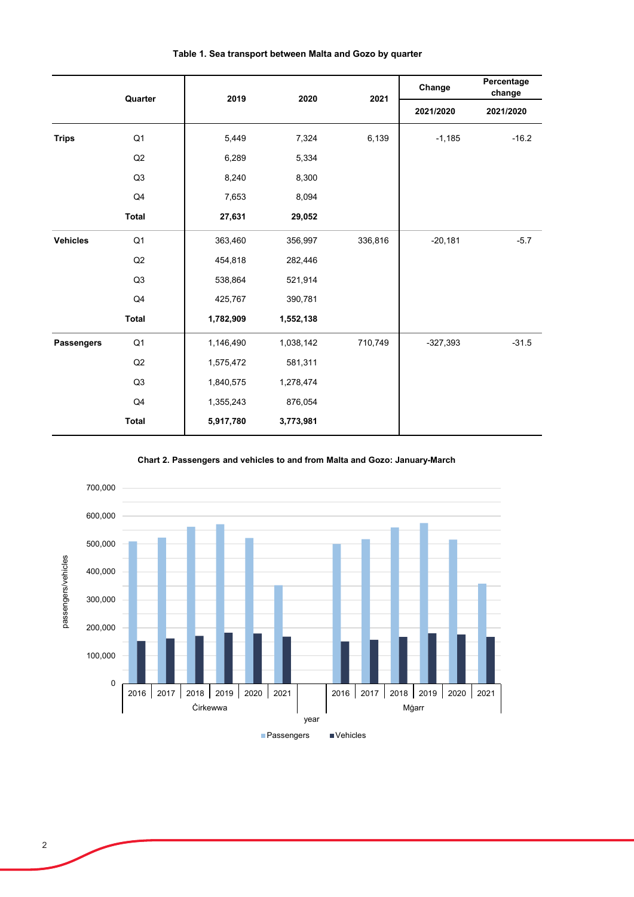**Table 1. Sea transport between Malta and Gozo by quarter**

| | Quarter | 2019 | 2020 | 2021 | Change 2021/2020 | Percentage change 2021/2020 |
|---|---|---|---|---|---|---|
| **Trips** | Q1 | 5,449 | 7,324 | 6,139 | -1,185 | -16.2 |
| | Q2 | 6,289 | 5,334 | | | |
| | Q3 | 8,240 | 8,300 | | | |
| | Q4 | 7,653 | 8,094 | | | |
| | **Total** | **27,631** | **29,052** | | | |
| **Vehicles** | Q1 | 363,460 | 356,997 | 336,816 | -20,181 | -5.7 |
| | Q2 | 454,818 | 282,446 | | | |
| | Q3 | 538,864 | 521,914 | | | |
| | Q4 | 425,767 | 390,781 | | | |
| | **Total** | **1,782,909** | **1,552,138** | | | |
| **Passengers** | Q1 | 1,146,490 | 1,038,142 | 710,749 | -327,393 | -31.5 |
| | Q2 | 1,575,472 | 581,311 | | | |
| | Q3 | 1,840,575 | 1,278,474 | | | |
| | Q4 | 1,355,243 | 876,054 | | | |
| | **Total** | **5,917,780** | **3,773,981** | | | |

**Chart 2. Passengers and vehicles to and from Malta and Gozo: January-March**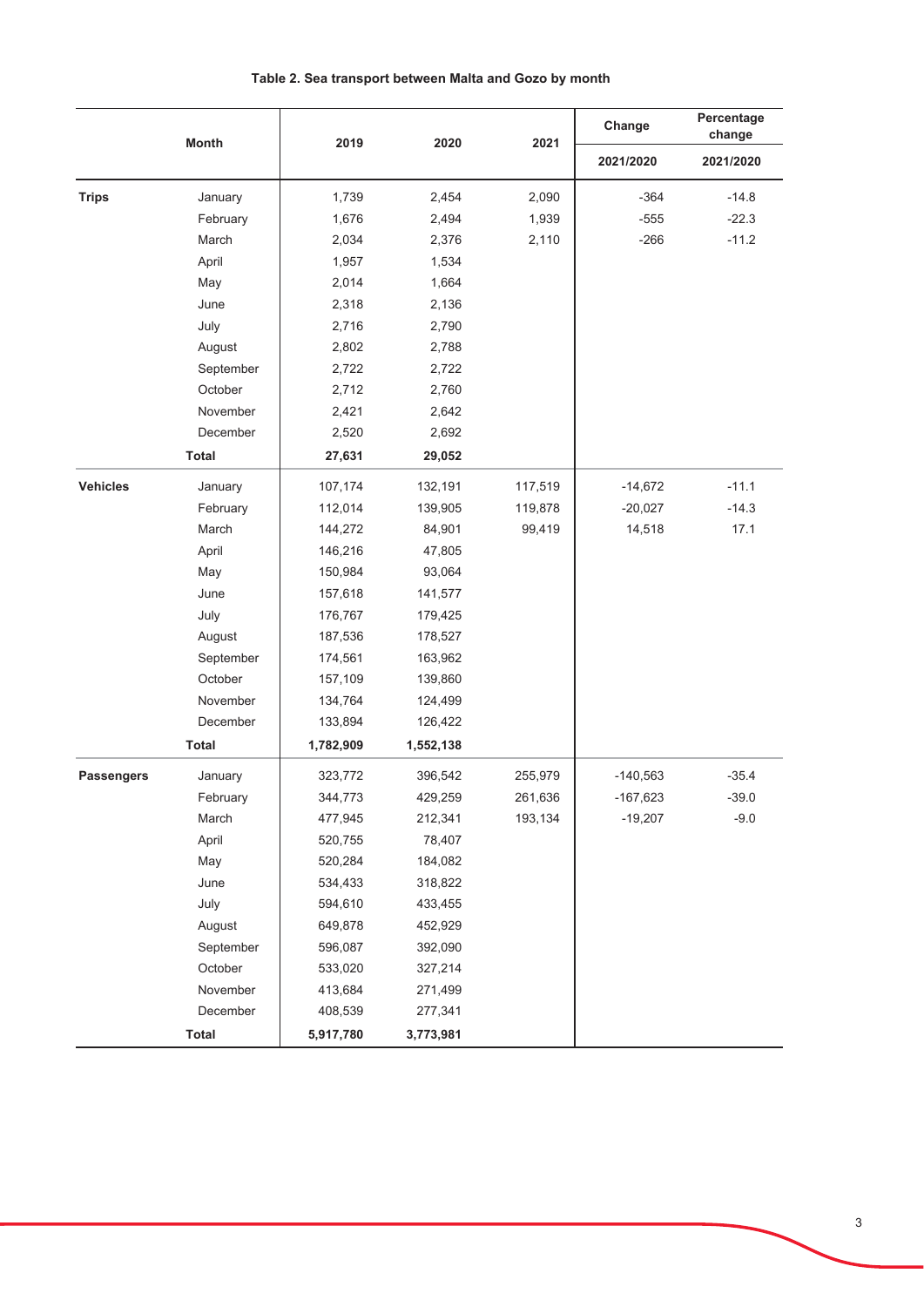**Table 2. Sea transport between Malta and Gozo by month**

| | Month | 2019 | 2020 | 2021 | Change | Percentage change |
|---|---|---|---|---|---|---|
| | | | | | 2021/2020 | 2021/2020 |
| **Trips** | January | 1,739 | 2,454 | 2,090 | -364 | -14.8 |
| | February | 1,676 | 2,494 | 1,939 | -555 | -22.3 |
| | March | 2,034 | 2,376 | 2,110 | -266 | -11.2 |
| | April | 1,957 | 1,534 | | | |
| | May | 2,014 | 1,664 | | | |
| | June | 2,318 | 2,136 | | | |
| | July | 2,716 | 2,790 | | | |
| | August | 2,802 | 2,788 | | | |
| | September | 2,722 | 2,722 | | | |
| | October | 2,712 | 2,760 | | | |
| | November | 2,421 | 2,642 | | | |
| | December | 2,520 | 2,692 | | | |
| | **Total** | **27,631** | **29,052** | | | |
| **Vehicles** | January | 107,174 | 132,191 | 117,519 | -14,672 | -11.1 |
| | February | 112,014 | 139,905 | 119,878 | -20,027 | -14.3 |
| | March | 144,272 | 84,901 | 99,419 | 14,518 | 17.1 |
| | April | 146,216 | 47,805 | | | |
| | May | 150,984 | 93,064 | | | |
| | June | 157,618 | 141,577 | | | |
| | July | 176,767 | 179,425 | | | |
| | August | 187,536 | 178,527 | | | |
| | September | 174,561 | 163,962 | | | |
| | October | 157,109 | 139,860 | | | |
| | November | 134,764 | 124,499 | | | |
| | December | 133,894 | 126,422 | | | |
| | **Total** | **1,782,909** | **1,552,138** | | | |
| **Passengers** | January | 323,772 | 396,542 | 255,979 | -140,563 | -35.4 |
| | February | 344,773 | 429,259 | 261,636 | -167,623 | -39.0 |
| | March | 477,945 | 212,341 | 193,134 | -19,207 | -9.0 |
| | April | 520,755 | 78,407 | | | |
| | May | 520,284 | 184,082 | | | |
| | June | 534,433 | 318,822 | | | |
| | July | 594,610 | 433,455 | | | |
| | August | 649,878 | 452,929 | | | |
| | September | 596,087 | 392,090 | | | |
| | October | 533,020 | 327,214 | | | |
| | November | 413,684 | 271,499 | | | |
| | December | 408,539 | 277,341 | | | |
| | **Total** | **5,917,780** | **3,773,981** | | | |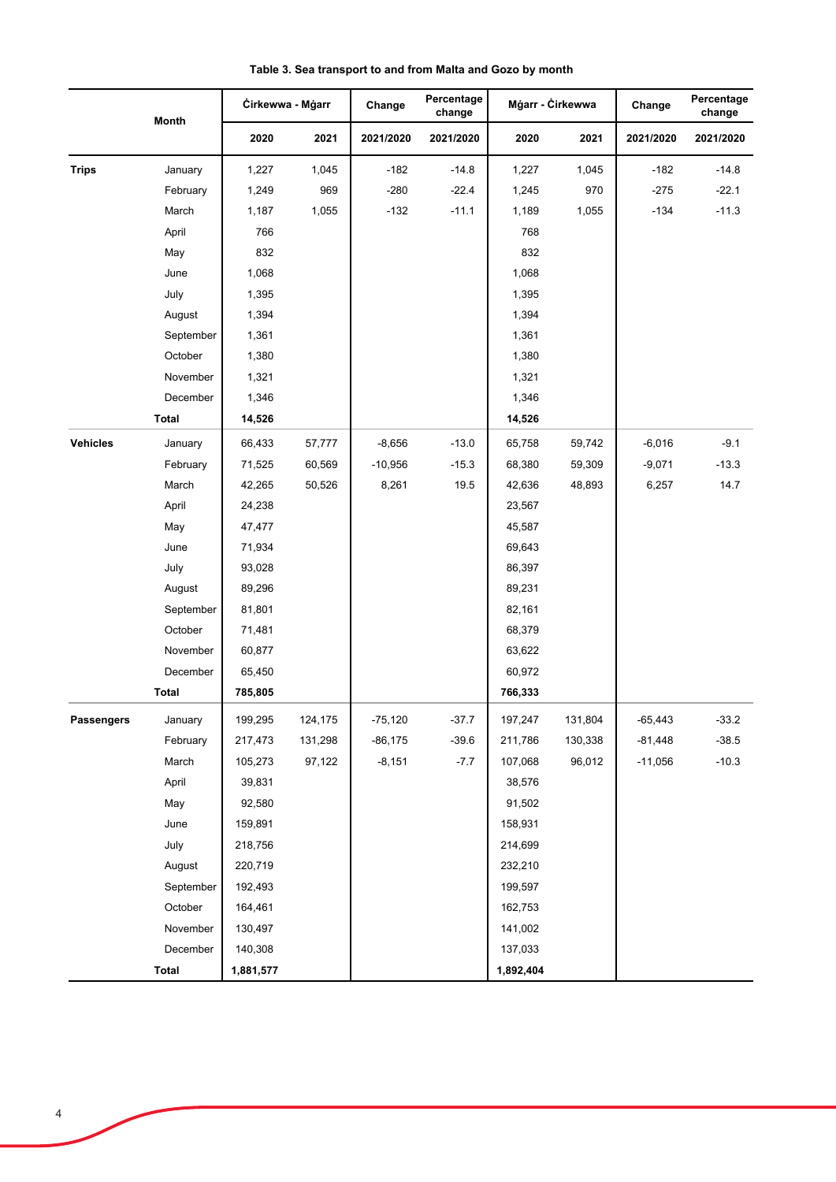**Table 3. Sea transport to and from Malta and Gozo by month**

| | Month | Ċirkewwa - Mġarr | | Change | Percentage change | Mġarr - Ċirkewwa | | Change | Percentage change |
|---|---|---|---|---|---|---|---|---|---|
| | | 2020 | 2021 | 2021/2020 | 2021/2020 | 2020 | 2021 | 2021/2020 | 2021/2020 |
| **Trips** | January | 1,227 | 1,045 | -182 | -14.8 | 1,227 | 1,045 | -182 | -14.8 |
| | February | 1,249 | 969 | -280 | -22.4 | 1,245 | 970 | -275 | -22.1 |
| | March | 1,187 | 1,055 | -132 | -11.1 | 1,189 | 1,055 | -134 | -11.3 |
| | April | 766 | | | | 768 | | | |
| | May | 832 | | | | 832 | | | |
| | June | 1,068 | | | | 1,068 | | | |
| | July | 1,395 | | | | 1,395 | | | |
| | August | 1,394 | | | | 1,394 | | | |
| | September | 1,361 | | | | 1,361 | | | |
| | October | 1,380 | | | | 1,380 | | | |
| | November | 1,321 | | | | 1,321 | | | |
| | December | 1,346 | | | | 1,346 | | | |
| | **Total** | **14,526** | | | | **14,526** | | | |
| **Vehicles** | January | 66,433 | 57,777 | -8,656 | -13.0 | 65,758 | 59,742 | -6,016 | -9.1 |
| | February | 71,525 | 60,569 | -10,956 | -15.3 | 68,380 | 59,309 | -9,071 | -13.3 |
| | March | 42,265 | 50,526 | 8,261 | 19.5 | 42,636 | 48,893 | 6,257 | 14.7 |
| | April | 24,238 | | | | 23,567 | | | |
| | May | 47,477 | | | | 45,587 | | | |
| | June | 71,934 | | | | 69,643 | | | |
| | July | 93,028 | | | | 86,397 | | | |
| | August | 89,296 | | | | 89,231 | | | |
| | September | 81,801 | | | | 82,161 | | | |
| | October | 71,481 | | | | 68,379 | | | |
| | November | 60,877 | | | | 63,622 | | | |
| | December | 65,450 | | | | 60,972 | | | |
| | **Total** | **785,805** | | | | **766,333** | | | |
| **Passengers** | January | 199,295 | 124,175 | -75,120 | -37.7 | 197,247 | 131,804 | -65,443 | -33.2 |
| | February | 217,473 | 131,298 | -86,175 | -39.6 | 211,786 | 130,338 | -81,448 | -38.5 |
| | March | 105,273 | 97,122 | -8,151 | -7.7 | 107,068 | 96,012 | -11,056 | -10.3 |
| | April | 39,831 | | | | 38,576 | | | |
| | May | 92,580 | | | | 91,502 | | | |
| | June | 159,891 | | | | 158,931 | | | |
| | July | 218,756 | | | | 214,699 | | | |
| | August | 220,719 | | | | 232,210 | | | |
| | September | 192,493 | | | | 199,597 | | | |
| | October | 164,461 | | | | 162,753 | | | |
| | November | 130,497 | | | | 141,002 | | | |
| | December | 140,308 | | | | 137,033 | | | |
| | **Total** | **1,881,577** | | | | **1,892,404** | | | |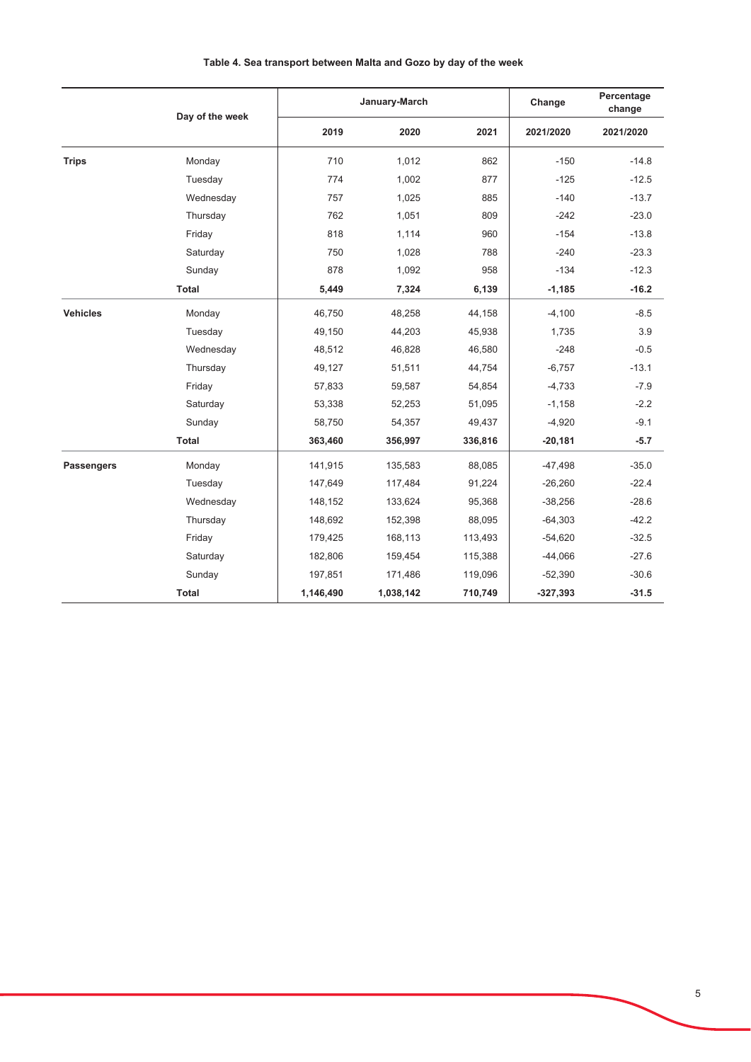**Table 4. Sea transport between Malta and Gozo by day of the week**

| | Day of the week | January-March | | | Change | Percentage change |
|---|---|---|---|---|---|---|
| | | 2019 | 2020 | 2021 | 2021/2020 | 2021/2020 |
| **Trips** | Monday | 710 | 1,012 | 862 | -150 | -14.8 |
| | Tuesday | 774 | 1,002 | 877 | -125 | -12.5 |
| | Wednesday | 757 | 1,025 | 885 | -140 | -13.7 |
| | Thursday | 762 | 1,051 | 809 | -242 | -23.0 |
| | Friday | 818 | 1,114 | 960 | -154 | -13.8 |
| | Saturday | 750 | 1,028 | 788 | -240 | -23.3 |
| | Sunday | 878 | 1,092 | 958 | -134 | -12.3 |
| | **Total** | **5,449** | **7,324** | **6,139** | **-1,185** | **-16.2** |
| **Vehicles** | Monday | 46,750 | 48,258 | 44,158 | -4,100 | -8.5 |
| | Tuesday | 49,150 | 44,203 | 45,938 | 1,735 | 3.9 |
| | Wednesday | 48,512 | 46,828 | 46,580 | -248 | -0.5 |
| | Thursday | 49,127 | 51,511 | 44,754 | -6,757 | -13.1 |
| | Friday | 57,833 | 59,587 | 54,854 | -4,733 | -7.9 |
| | Saturday | 53,338 | 52,253 | 51,095 | -1,158 | -2.2 |
| | Sunday | 58,750 | 54,357 | 49,437 | -4,920 | -9.1 |
| | **Total** | **363,460** | **356,997** | **336,816** | **-20,181** | **-5.7** |
| **Passengers** | Monday | 141,915 | 135,583 | 88,085 | -47,498 | -35.0 |
| | Tuesday | 147,649 | 117,484 | 91,224 | -26,260 | -22.4 |
| | Wednesday | 148,152 | 133,624 | 95,368 | -38,256 | -28.6 |
| | Thursday | 148,692 | 152,398 | 88,095 | -64,303 | -42.2 |
| | Friday | 179,425 | 168,113 | 113,493 | -54,620 | -32.5 |
| | Saturday | 182,806 | 159,454 | 115,388 | -44,066 | -27.6 |
| | Sunday | 197,851 | 171,486 | 119,096 | -52,390 | -30.6 |
| | **Total** | **1,146,490** | **1,038,142** | **710,749** | **-327,393** | **-31.5** |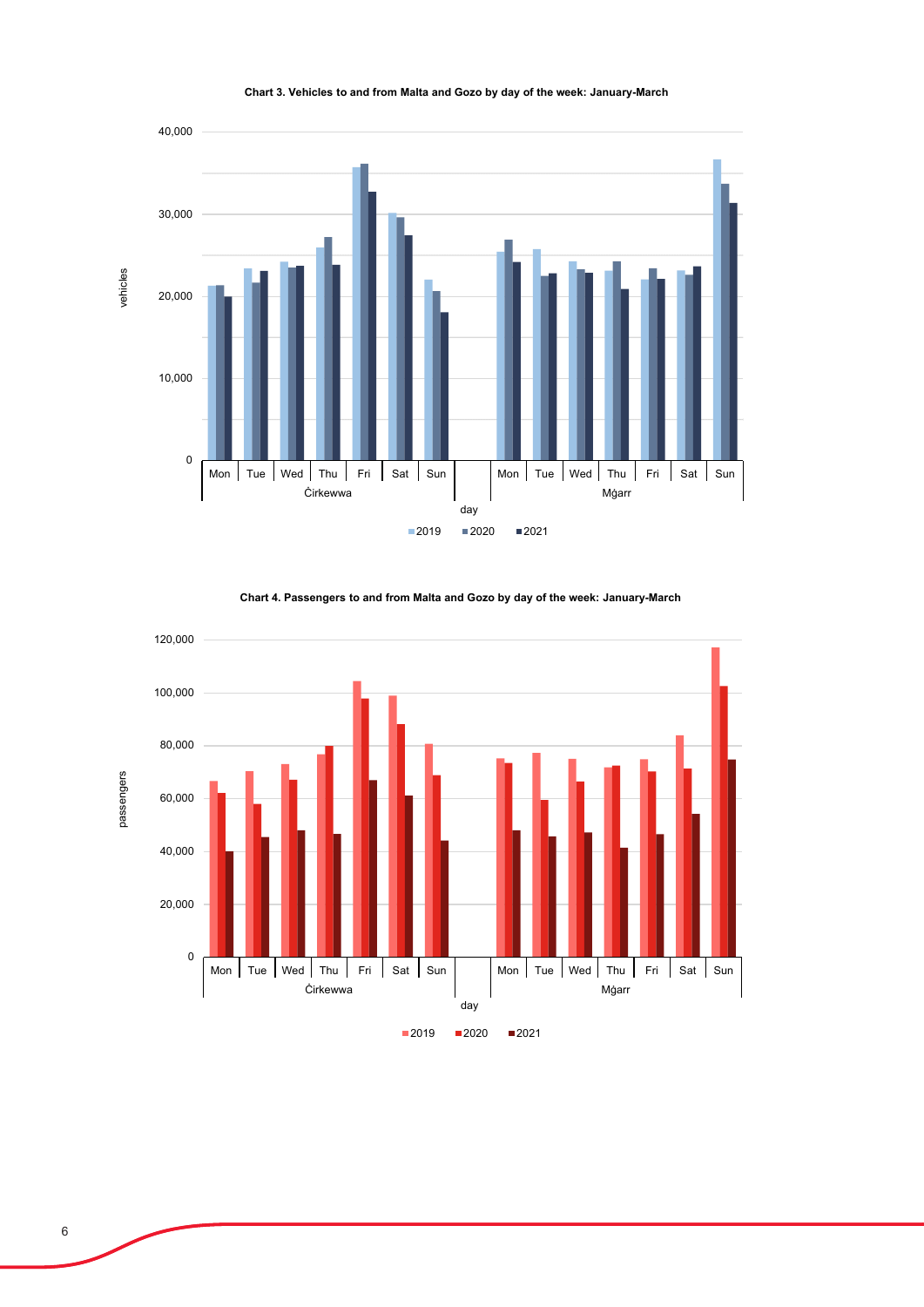**Chart 3. Vehicles to and from Malta and Gozo by day of the week: January-March**

**Chart 4. Passengers to and from Malta and Gozo by day of the week: January-March**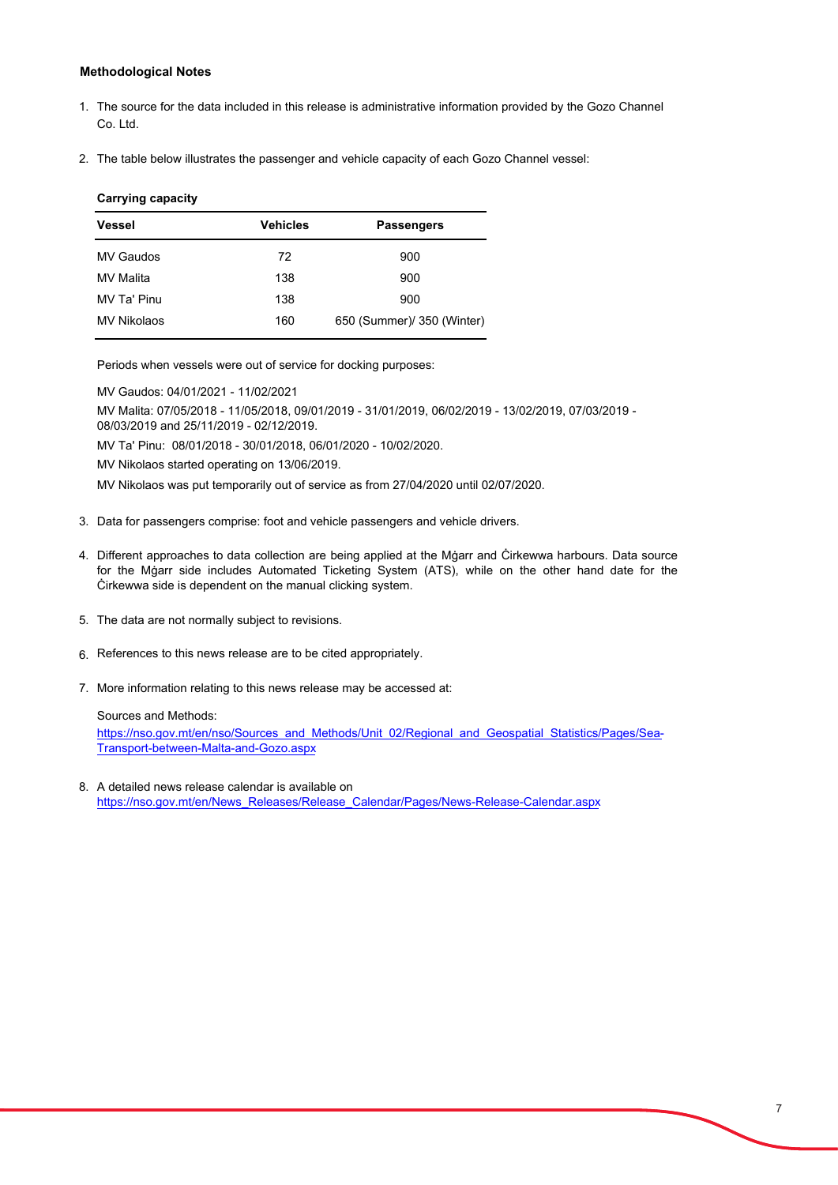**Methodological Notes**

1. The source for the data included in this release is administrative information provided by the Gozo Channel Co. Ltd.

2. The table below illustrates the passenger and vehicle capacity of each Gozo Channel vessel:

   **Carrying capacity**

   | Vessel | Vehicles | Passengers |
   |---|---|---|
   | MV Gaudos | 72 | 900 |
   | MV Malita | 138 | 900 |
   | MV Ta' Pinu | 138 | 900 |
   | MV Nikolaos | 160 | 650 (Summer)/ 350 (Winter) |

   Periods when vessels were out of service for docking purposes:

   MV Gaudos: 04/01/2021 - 11/02/2021

   MV Malita: 07/05/2018 - 11/05/2018, 09/01/2019 - 31/01/2019, 06/02/2019 - 13/02/2019, 07/03/2019 - 08/03/2019 and 25/11/2019 - 02/12/2019.

   MV Ta' Pinu: 08/01/2018 - 30/01/2018, 06/01/2020 - 10/02/2020.

   MV Nikolaos started operating on 13/06/2019.

   MV Nikolaos was put temporarily out of service as from 27/04/2020 until 02/07/2020.

3. Data for passengers comprise: foot and vehicle passengers and vehicle drivers.

4. Different approaches to data collection are being applied at the Mġarr and Ċirkewwa harbours. Data source for the Mġarr side includes Automated Ticketing System (ATS), while on the other hand date for the Ċirkewwa side is dependent on the manual clicking system.

5. The data are not normally subject to revisions.

6. References to this news release are to be cited appropriately.

7. More information relating to this news release may be accessed at:

   Sources and Methods:
   https://nso.gov.mt/en/nso/Sources_and_Methods/Unit_02/Regional_and_Geospatial_Statistics/Pages/Sea-Transport-between-Malta-and-Gozo.aspx

8. A detailed news release calendar is available on
   https://nso.gov.mt/en/News_Releases/Release_Calendar/Pages/News-Release-Calendar.aspx